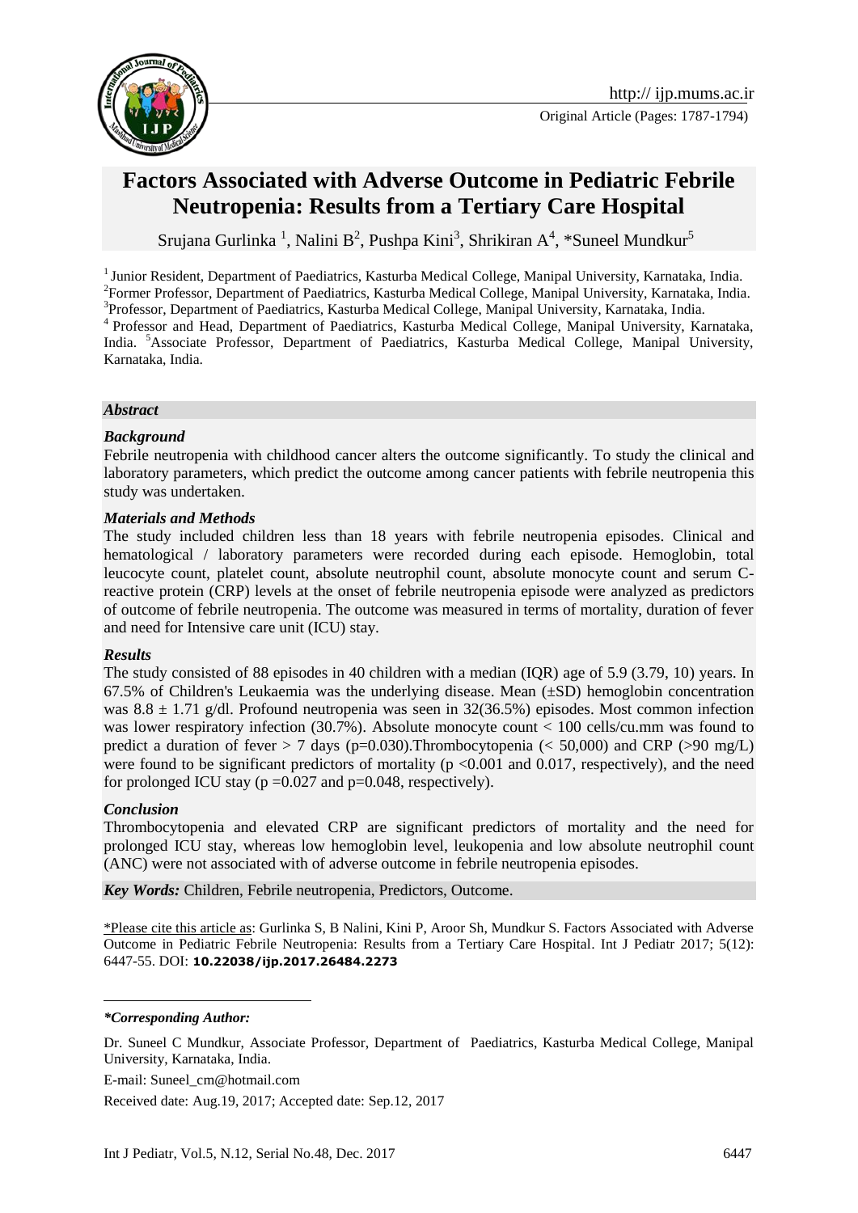Original Article (Pages: 1787-1794)

# Factors Associated with Adverse Outcome in Pediatric Febrile Neutropenia: Results from a Tertiary Care Hospital

Srujana Gurlinka [1], Nalini B[2], Pushpa Kini[3], Shrikiran A[4], *Suneel Mundkur[5]

[1] Junior Resident, Department of Paediatrics, Kasturba Medical College, Manipal University, Karnataka, India.
[2]Former Professor, Department of Paediatrics, Kasturba Medical College, Manipal University, Karnataka, India.
[3]Professor, Department of Paediatrics, Kasturba Medical College, Manipal University, Karnataka, India.
[4] Professor and Head, Department of Paediatrics, Kasturba Medical College, Manipal University, Karnataka, India. [5]Associate Professor, Department of Paediatrics, Kasturba Medical College, Manipal University, Karnataka, India.

### *Abstract*

#### *Background*

Febrile neutropenia with childhood cancer alters the outcome significantly. To study the clinical and laboratory parameters, which predict the outcome among cancer patients with febrile neutropenia this study was undertaken.

#### *Materials and Methods*

The study included children less than 18 years with febrile neutropenia episodes. Clinical and hematological / laboratory parameters were recorded during each episode. Hemoglobin, total leucocyte count, platelet count, absolute neutrophil count, absolute monocyte count and serum C-reactive protein (CRP) levels at the onset of febrile neutropenia episode were analyzed as predictors of outcome of febrile neutropenia. The outcome was measured in terms of mortality, duration of fever and need for Intensive care unit (ICU) stay.

#### *Results*

The study consisted of 88 episodes in 40 children with a median (IQR) age of 5.9 (3.79, 10) years. In 67.5% of Children's Leukaemia was the underlying disease. Mean (±SD) hemoglobin concentration was 8.8 ± 1.71 g/dl. Profound neutropenia was seen in 32(36.5%) episodes. Most common infection was lower respiratory infection (30.7%). Absolute monocyte count < 100 cells/cu.mm was found to predict a duration of fever > 7 days (p=0.030).Thrombocytopenia (< 50,000) and CRP (>90 mg/L) were found to be significant predictors of mortality (p <0.001 and 0.017, respectively), and the need for prolonged ICU stay (p =0.027 and p=0.048, respectively).

#### *Conclusion*

Thrombocytopenia and elevated CRP are significant predictors of mortality and the need for prolonged ICU stay, whereas low hemoglobin level, leukopenia and low absolute neutrophil count (ANC) were not associated with of adverse outcome in febrile neutropenia episodes.

***Key Words:*** Children, Febrile neutropenia, Predictors, Outcome.

\*Please cite this article as: Gurlinka S, B Nalini, Kini P, Aroor Sh, Mundkur S. Factors Associated with Adverse Outcome in Pediatric Febrile Neutropenia: Results from a Tertiary Care Hospital. Int J Pediatr 2017; 5(12): 6447-55. DOI: **10.22038/ijp.2017.26484.2273**

***\*Corresponding Author:***

Dr. Suneel C Mundkur, Associate Professor, Department of Paediatrics, Kasturba Medical College, Manipal University, Karnataka, India.

E-mail: Suneel_cm@hotmail.com

Received date: Aug.19, 2017; Accepted date: Sep.12, 2017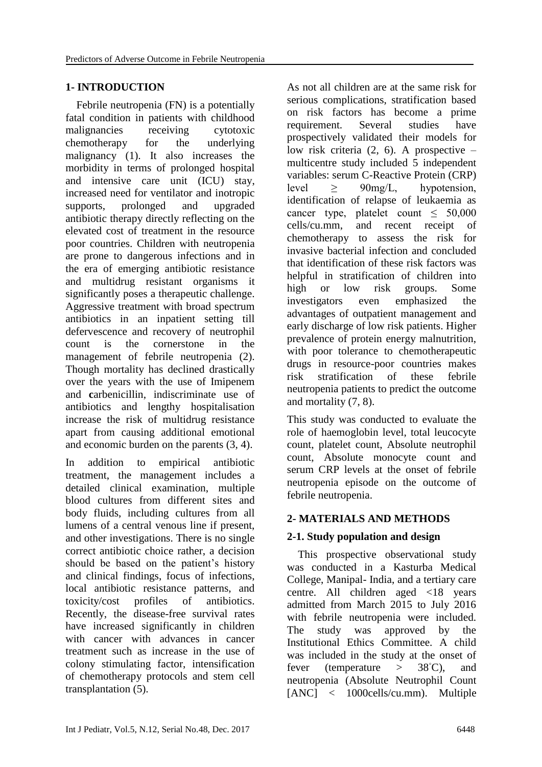## 1- INTRODUCTION

Febrile neutropenia (FN) is a potentially fatal condition in patients with childhood malignancies receiving cytotoxic chemotherapy for the underlying malignancy (1). It also increases the morbidity in terms of prolonged hospital and intensive care unit (ICU) stay, increased need for ventilator and inotropic supports, prolonged and upgraded antibiotic therapy directly reflecting on the elevated cost of treatment in the resource poor countries. Children with neutropenia are prone to dangerous infections and in the era of emerging antibiotic resistance and multidrug resistant organisms it significantly poses a therapeutic challenge. Aggressive treatment with broad spectrum antibiotics in an inpatient setting till defervescence and recovery of neutrophil count is the cornerstone in the management of febrile neutropenia (2). Though mortality has declined drastically over the years with the use of Imipenem and **c**arbenicillin, indiscriminate use of antibiotics and lengthy hospitalisation increase the risk of multidrug resistance apart from causing additional emotional and economic burden on the parents (3, 4).

In addition to empirical antibiotic treatment, the management includes a detailed clinical examination, multiple blood cultures from different sites and body fluids, including cultures from all lumens of a central venous line if present, and other investigations. There is no single correct antibiotic choice rather, a decision should be based on the patient's history and clinical findings, focus of infections, local antibiotic resistance patterns, and toxicity/cost profiles of antibiotics. Recently, the disease-free survival rates have increased significantly in children with cancer with advances in cancer treatment such as increase in the use of colony stimulating factor, intensification of chemotherapy protocols and stem cell transplantation (5).

As not all children are at the same risk for serious complications, stratification based on risk factors has become a prime requirement. Several studies have prospectively validated their models for low risk criteria (2, 6). A prospective – multicentre study included 5 independent variables: serum C-Reactive Protein (CRP) level ≥ 90mg/L, hypotension, identification of relapse of leukaemia as cancer type, platelet count ≤ 50,000 cells/cu.mm, and recent receipt of chemotherapy to assess the risk for invasive bacterial infection and concluded that identification of these risk factors was helpful in stratification of children into high or low risk groups. Some investigators even emphasized the advantages of outpatient management and early discharge of low risk patients. Higher prevalence of protein energy malnutrition, with poor tolerance to chemotherapeutic drugs in resource-poor countries makes risk stratification of these febrile neutropenia patients to predict the outcome and mortality (7, 8).

This study was conducted to evaluate the role of haemoglobin level, total leucocyte count, platelet count, Absolute neutrophil count, Absolute monocyte count and serum CRP levels at the onset of febrile neutropenia episode on the outcome of febrile neutropenia.

## 2- MATERIALS AND METHODS

### 2-1. Study population and design

This prospective observational study was conducted in a Kasturba Medical College, Manipal- India, and a tertiary care centre. All children aged <18 years admitted from March 2015 to July 2016 with febrile neutropenia were included. The study was approved by the Institutional Ethics Committee. A child was included in the study at the onset of fever (temperature > 38˚C), and neutropenia (Absolute Neutrophil Count [ANC] < 1000cells/cu.mm). Multiple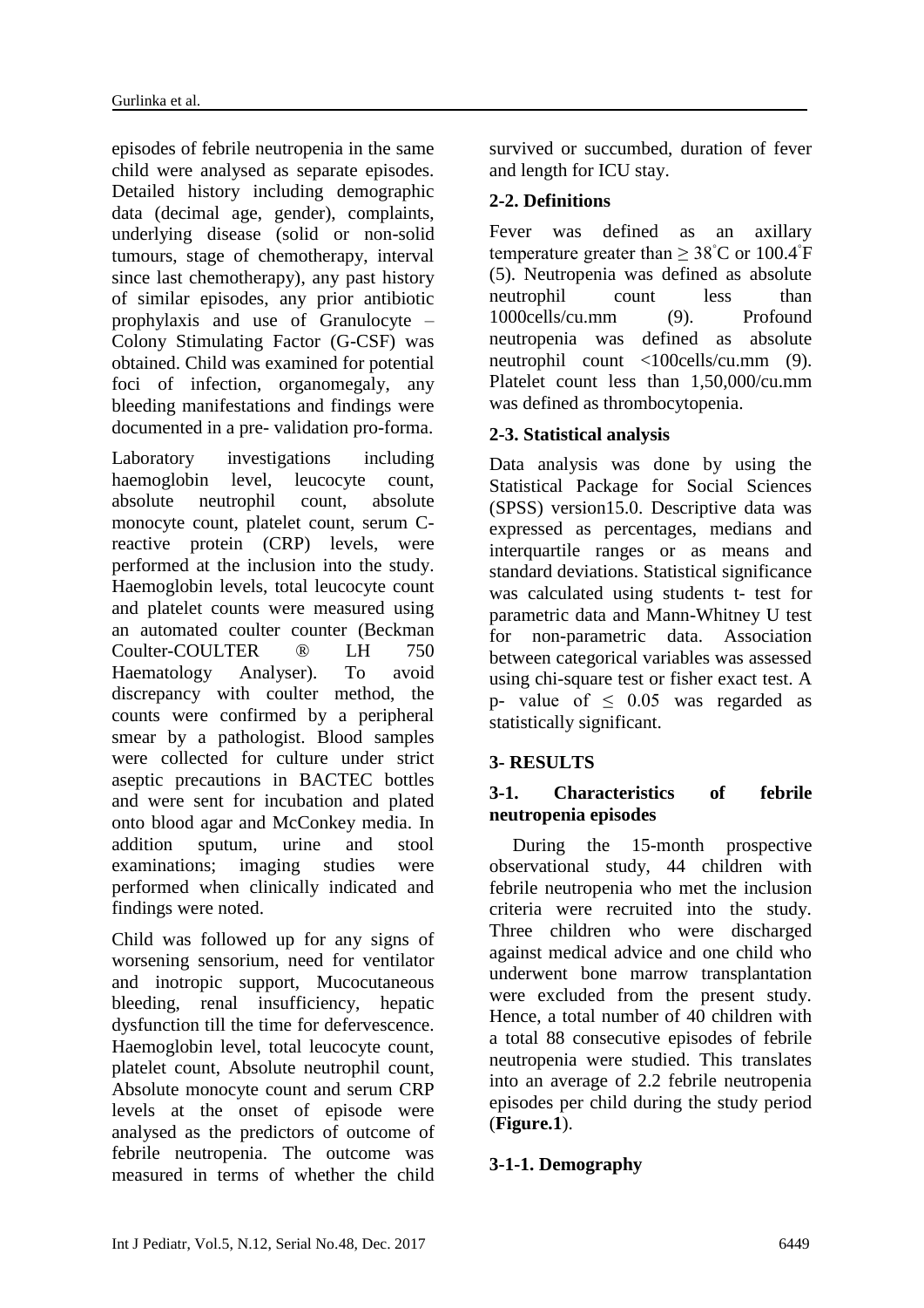episodes of febrile neutropenia in the same child were analysed as separate episodes. Detailed history including demographic data (decimal age, gender), complaints, underlying disease (solid or non-solid tumours, stage of chemotherapy, interval since last chemotherapy), any past history of similar episodes, any prior antibiotic prophylaxis and use of Granulocyte – Colony Stimulating Factor (G-CSF) was obtained. Child was examined for potential foci of infection, organomegaly, any bleeding manifestations and findings were documented in a pre- validation pro-forma.

Laboratory investigations including haemoglobin level, leucocyte count, absolute neutrophil count, absolute monocyte count, platelet count, serum C-reactive protein (CRP) levels, were performed at the inclusion into the study. Haemoglobin levels, total leucocyte count and platelet counts were measured using an automated coulter counter (Beckman Coulter-COULTER ® LH 750 Haematology Analyser). To avoid discrepancy with coulter method, the counts were confirmed by a peripheral smear by a pathologist. Blood samples were collected for culture under strict aseptic precautions in BACTEC bottles and were sent for incubation and plated onto blood agar and McConkey media. In addition sputum, urine and stool examinations; imaging studies were performed when clinically indicated and findings were noted.

Child was followed up for any signs of worsening sensorium, need for ventilator and inotropic support, Mucocutaneous bleeding, renal insufficiency, hepatic dysfunction till the time for defervescence. Haemoglobin level, total leucocyte count, platelet count, Absolute neutrophil count, Absolute monocyte count and serum CRP levels at the onset of episode were analysed as the predictors of outcome of febrile neutropenia. The outcome was measured in terms of whether the child survived or succumbed, duration of fever and length for ICU stay.

### 2-2. Definitions

Fever was defined as an axillary temperature greater than $\geq 38^{\circ}$C or $100.4^{\circ}$F (5). Neutropenia was defined as absolute neutrophil count less than 1000cells/cu.mm (9). Profound neutropenia was defined as absolute neutrophil count <100cells/cu.mm (9). Platelet count less than 1,50,000/cu.mm was defined as thrombocytopenia.

### 2-3. Statistical analysis

Data analysis was done by using the Statistical Package for Social Sciences (SPSS) version15.0. Descriptive data was expressed as percentages, medians and interquartile ranges or as means and standard deviations. Statistical significance was calculated using students t- test for parametric data and Mann-Whitney U test for non-parametric data. Association between categorical variables was assessed using chi-square test or fisher exact test. A p- value of $\leq 0.05$ was regarded as statistically significant.

## 3- RESULTS

### 3-1. Characteristics of febrile neutropenia episodes

During the 15-month prospective observational study, 44 children with febrile neutropenia who met the inclusion criteria were recruited into the study. Three children who were discharged against medical advice and one child who underwent bone marrow transplantation were excluded from the present study. Hence, a total number of 40 children with a total 88 consecutive episodes of febrile neutropenia were studied. This translates into an average of 2.2 febrile neutropenia episodes per child during the study period (**Figure.1**).

#### 3-1-1. Demography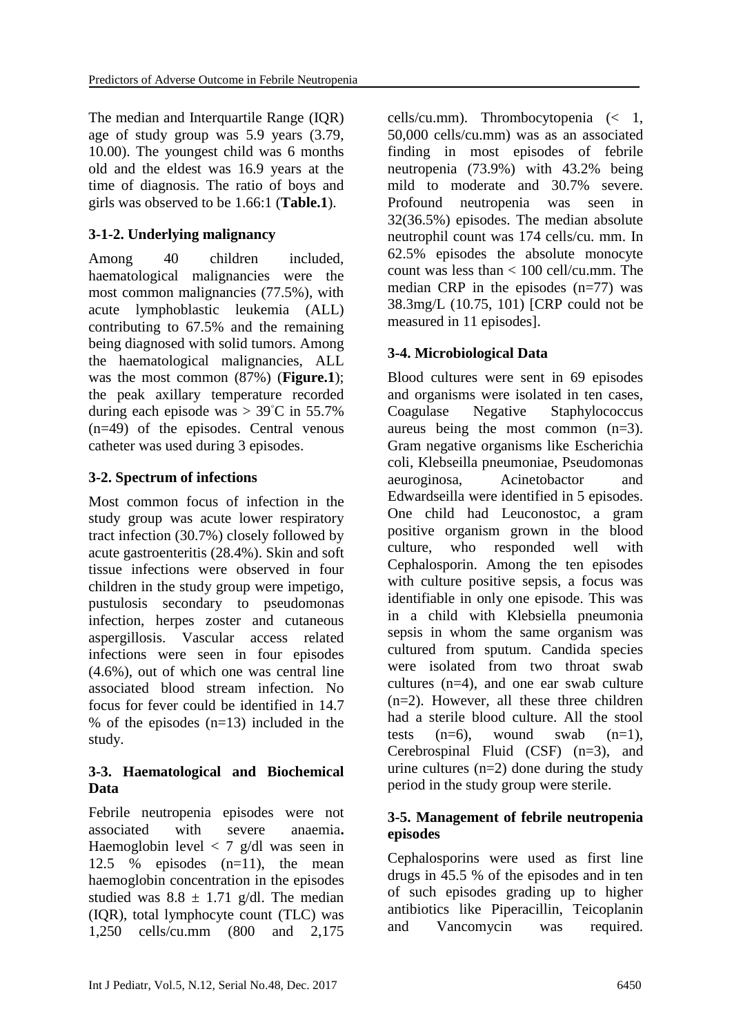The median and Interquartile Range (IQR) age of study group was 5.9 years (3.79, 10.00). The youngest child was 6 months old and the eldest was 16.9 years at the time of diagnosis. The ratio of boys and girls was observed to be 1.66:1 (**Table.1**).

### 3-1-2. Underlying malignancy

Among 40 children included, haematological malignancies were the most common malignancies (77.5%), with acute lymphoblastic leukemia (ALL) contributing to 67.5% and the remaining being diagnosed with solid tumors. Among the haematological malignancies, ALL was the most common (87%) (**Figure.1**); the peak axillary temperature recorded during each episode was > 39˚C in 55.7% (n=49) of the episodes. Central venous catheter was used during 3 episodes.

### 3-2. Spectrum of infections

Most common focus of infection in the study group was acute lower respiratory tract infection (30.7%) closely followed by acute gastroenteritis (28.4%). Skin and soft tissue infections were observed in four children in the study group were impetigo, pustulosis secondary to pseudomonas infection, herpes zoster and cutaneous aspergillosis. Vascular access related infections were seen in four episodes (4.6%), out of which one was central line associated blood stream infection. No focus for fever could be identified in 14.7 % of the episodes (n=13) included in the study.

### 3-3. Haematological and Biochemical Data

Febrile neutropenia episodes were not associated with severe anaemia**.** Haemoglobin level < 7 g/dl was seen in 12.5 % episodes (n=11), the mean haemoglobin concentration in the episodes studied was 8.8 ± 1.71 g/dl. The median (IQR), total lymphocyte count (TLC) was 1,250 cells/cu.mm (800 and 2,175 cells/cu.mm). Thrombocytopenia (< 1, 50,000 cells/cu.mm) was as an associated finding in most episodes of febrile neutropenia (73.9%) with 43.2% being mild to moderate and 30.7% severe. Profound neutropenia was seen in 32(36.5%) episodes. The median absolute neutrophil count was 174 cells/cu. mm. In 62.5% episodes the absolute monocyte count was less than < 100 cell/cu.mm. The median CRP in the episodes (n=77) was 38.3mg/L (10.75, 101) [CRP could not be measured in 11 episodes].

### 3-4. Microbiological Data

Blood cultures were sent in 69 episodes and organisms were isolated in ten cases, Coagulase Negative Staphylococcus aureus being the most common (n=3). Gram negative organisms like Escherichia coli, Klebseilla pneumoniae, Pseudomonas aeuroginosa, Acinetobactor and Edwardseilla were identified in 5 episodes. One child had Leuconostoc, a gram positive organism grown in the blood culture, who responded well with Cephalosporin. Among the ten episodes with culture positive sepsis, a focus was identifiable in only one episode. This was in a child with Klebsiella pneumonia sepsis in whom the same organism was cultured from sputum. Candida species were isolated from two throat swab cultures (n=4), and one ear swab culture (n=2). However, all these three children had a sterile blood culture. All the stool tests (n=6), wound swab (n=1), Cerebrospinal Fluid (CSF) (n=3), and urine cultures (n=2) done during the study period in the study group were sterile.

### 3-5. Management of febrile neutropenia episodes

Cephalosporins were used as first line drugs in 45.5 % of the episodes and in ten of such episodes grading up to higher antibiotics like Piperacillin, Teicoplanin and Vancomycin was required.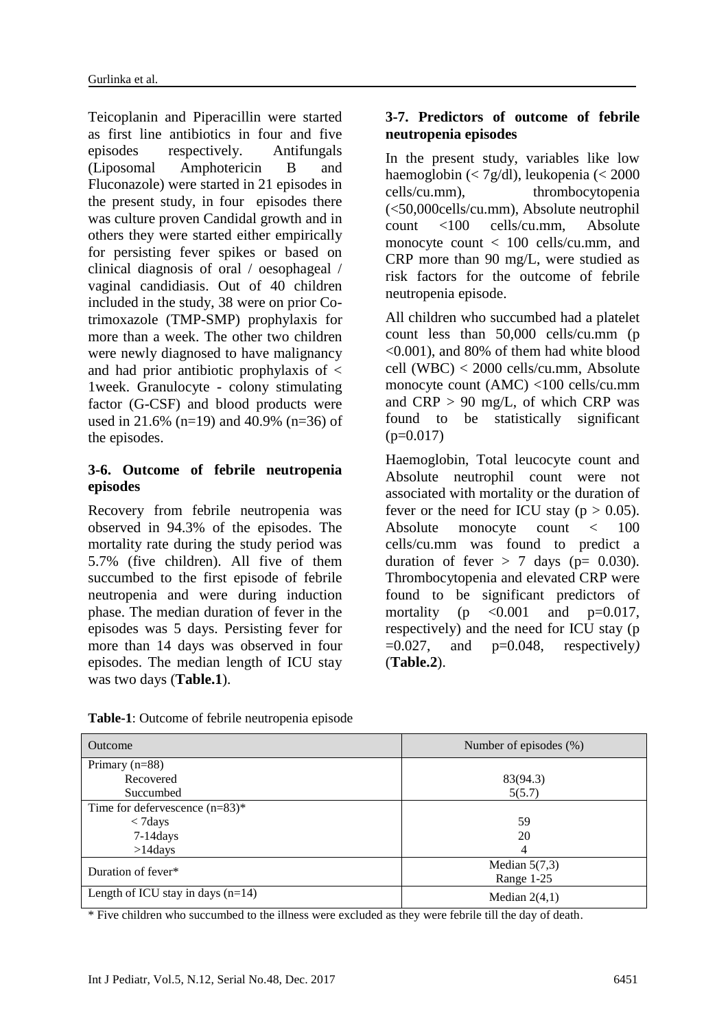Teicoplanin and Piperacillin were started as first line antibiotics in four and five episodes respectively. Antifungals (Liposomal Amphotericin B and Fluconazole) were started in 21 episodes in the present study, in four episodes there was culture proven Candidal growth and in others they were started either empirically for persisting fever spikes or based on clinical diagnosis of oral / oesophageal / vaginal candidiasis. Out of 40 children included in the study, 38 were on prior Co-trimoxazole (TMP-SMP) prophylaxis for more than a week. The other two children were newly diagnosed to have malignancy and had prior antibiotic prophylaxis of < 1week. Granulocyte - colony stimulating factor (G-CSF) and blood products were used in 21.6% (n=19) and 40.9% (n=36) of the episodes.

### 3-6. Outcome of febrile neutropenia episodes

Recovery from febrile neutropenia was observed in 94.3% of the episodes. The mortality rate during the study period was 5.7% (five children). All five of them succumbed to the first episode of febrile neutropenia and were during induction phase. The median duration of fever in the episodes was 5 days. Persisting fever for more than 14 days was observed in four episodes. The median length of ICU stay was two days (**Table.1**).

### 3-7. Predictors of outcome of febrile neutropenia episodes

In the present study, variables like low haemoglobin (< 7g/dl), leukopenia (< 2000 cells/cu.mm), thrombocytopenia (<50,000cells/cu.mm), Absolute neutrophil count <100 cells/cu.mm, Absolute monocyte count < 100 cells/cu.mm, and CRP more than 90 mg/L, were studied as risk factors for the outcome of febrile neutropenia episode.

All children who succumbed had a platelet count less than 50,000 cells/cu.mm ($p < 0.001$), and 80% of them had white blood cell (WBC) < 2000 cells/cu.mm, Absolute monocyte count (AMC) <100 cells/cu.mm and CRP > 90 mg/L, of which CRP was found to be statistically significant ($p=0.017$)

Haemoglobin, Total leucocyte count and Absolute neutrophil count were not associated with mortality or the duration of fever or the need for ICU stay ($p > 0.05$). Absolute monocyte count < 100 cells/cu.mm was found to predict a duration of fever > 7 days ($p= 0.030$). Thrombocytopenia and elevated CRP were found to be significant predictors of mortality ($p < 0.001$ and $p=0.017$, respectively) and the need for ICU stay ($p =0.027$, and $p=0.048$, respectively) (**Table.2**).

**Table-1**: Outcome of febrile neutropenia episode

| Outcome | Number of episodes (%) |
|---|---|
| Primary (n=88) | |
| Recovered | 83(94.3) |
| Succumbed | 5(5.7) |
| Time for defervescence (n=83)* | |
| < 7days | 59 |
| 7-14days | 20 |
| >14days | 4 |
| Duration of fever* | Median 5(7,3)<br>Range 1-25 |
| Length of ICU stay in days (n=14) | Median 2(4,1) |

* Five children who succumbed to the illness were excluded as they were febrile till the day of death.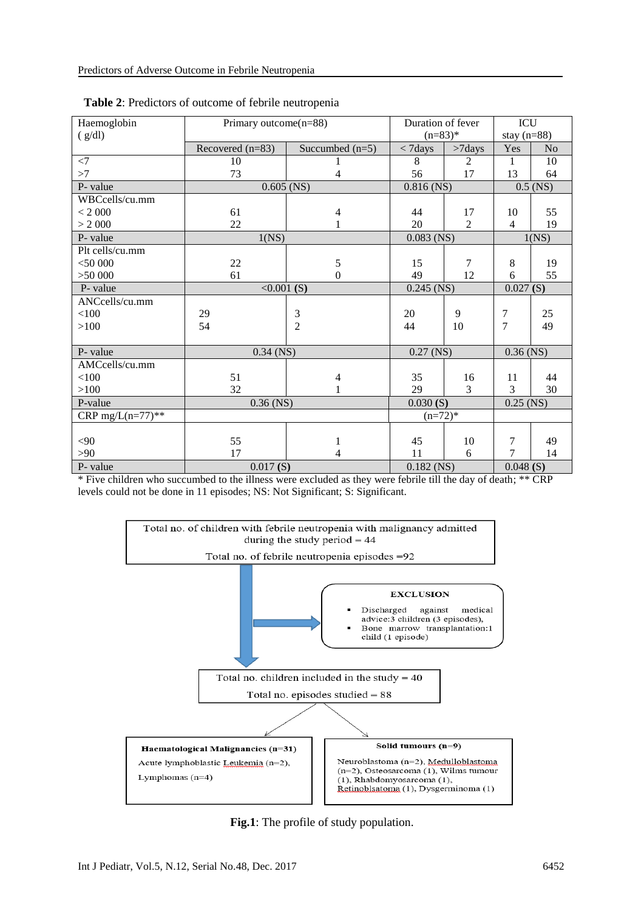**Table 2**: Predictors of outcome of febrile neutropenia

| Haemoglobin ( g/dl) | Primary outcome(n=88) | | Duration of fever (n=83)* | | ICU stay (n=88) | |
|---|---|---|---|---|---|---|
| | Recovered (n=83) | Succumbed (n=5) | < 7days | >7days | Yes | No |
| <7 | 10 | 1 | 8 | 2 | 1 | 10 |
| >7 | 73 | 4 | 56 | 17 | 13 | 64 |
| P- value | 0.605 (NS) | | 0.816 (NS) | | 0.5 (NS) | |
| WBCcells/cu.mm | | | | | | |
| < 2 000 | 61 | 4 | 44 | 17 | 10 | 55 |
| > 2 000 | 22 | 1 | 20 | 2 | 4 | 19 |
| P- value | 1(NS) | | 0.083 (NS) | | 1(NS) | |
| Plt cells/cu.mm | | | | | | |
| <50 000 | 22 | 5 | 15 | 7 | 8 | 19 |
| >50 000 | 61 | 0 | 49 | 12 | 6 | 55 |
| P- value | <0.001 **(S)** | | 0.245 (NS) | | 0.027 **(S)** | |
| ANCcells/cu.mm | | | | | | |
| <100 | 29 | 3 | 20 | 9 | 7 | 25 |
| >100 | 54 | 2 | 44 | 10 | 7 | 49 |
| P- value | 0.34 (NS) | | 0.27 (NS) | | 0.36 (NS) | |
| AMCcells/cu.mm | | | | | | |
| <100 | 51 | 4 | 35 | 16 | 11 | 44 |
| >100 | 32 | 1 | 29 | 3 | 3 | 30 |
| P-value | 0.36 (NS) | | 0.030 **(S)** | | 0.25 (NS) | |
| CRP mg/L(n=77)** | | | (n=72)* | | | |
| <90 | 55 | 1 | 45 | 10 | 7 | 49 |
| >90 | 17 | 4 | 11 | 6 | 7 | 14 |
| P- value | 0.017 **(S)** | | 0.182 (NS) | | 0.048 **(S)** | |

\* Five children who succumbed to the illness were excluded as they were febrile till the day of death; ** CRP levels could not be done in 11 episodes; NS: Not Significant; S: Significant.

Total no. of children with febrile neutropenia with malignancy admitted during the study period = 44

Total no. of febrile neutropenia episodes =92

**EXCLUSION**

- Discharged against medical advice:3 children (3 episodes),
- Bone marrow transplantation:1 child (1 episode)

Total no. children included in the study = 40

Total no. episodes studied = 88

**Haematological Malignancies (n=31)**

Acute lymphoblastic Leukemia (n=2), Lymphomas (n=4)

**Solid tumours (n=9)**

Neuroblastoma (n=2), Medulloblastoma (n=2), Osteosarcoma (1), Wilms tumour (1), Rhabdomyosarcoma (1), Retinoblsatoma (1), Dysgerminoma (1)

**Fig.1**: The profile of study population.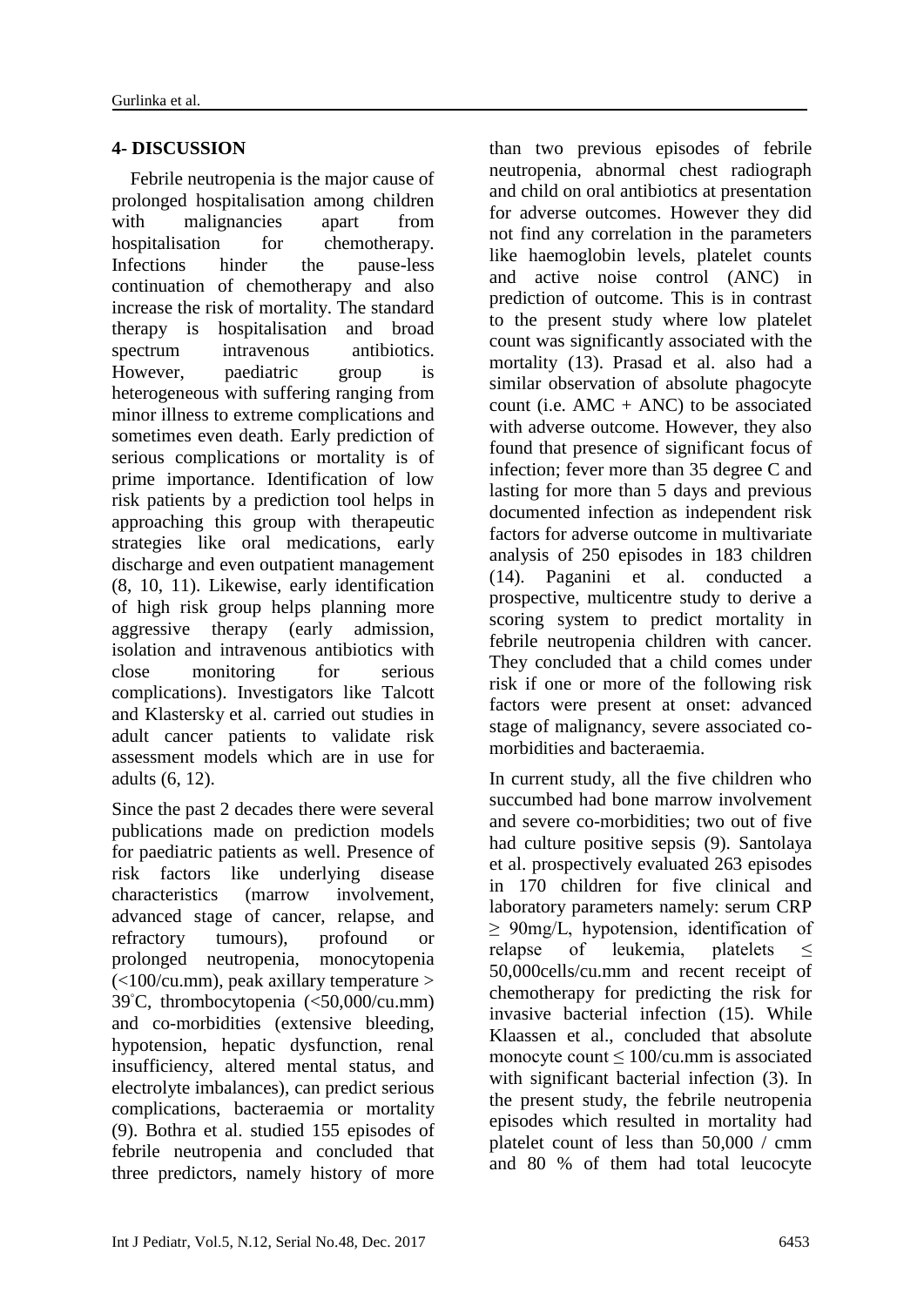## 4- DISCUSSION

Febrile neutropenia is the major cause of prolonged hospitalisation among children with malignancies apart from hospitalisation for chemotherapy. Infections hinder the pause-less continuation of chemotherapy and also increase the risk of mortality. The standard therapy is hospitalisation and broad spectrum intravenous antibiotics. However, paediatric group is heterogeneous with suffering ranging from minor illness to extreme complications and sometimes even death. Early prediction of serious complications or mortality is of prime importance. Identification of low risk patients by a prediction tool helps in approaching this group with therapeutic strategies like oral medications, early discharge and even outpatient management (8, 10, 11). Likewise, early identification of high risk group helps planning more aggressive therapy (early admission, isolation and intravenous antibiotics with close monitoring for serious complications). Investigators like Talcott and Klastersky et al. carried out studies in adult cancer patients to validate risk assessment models which are in use for adults (6, 12).

Since the past 2 decades there were several publications made on prediction models for paediatric patients as well. Presence of risk factors like underlying disease characteristics (marrow involvement, advanced stage of cancer, relapse, and refractory tumours), profound or prolonged neutropenia, monocytopenia (<100/cu.mm), peak axillary temperature > 39°C, thrombocytopenia (<50,000/cu.mm) and co-morbidities (extensive bleeding, hypotension, hepatic dysfunction, renal insufficiency, altered mental status, and electrolyte imbalances), can predict serious complications, bacteraemia or mortality (9). Bothra et al. studied 155 episodes of febrile neutropenia and concluded that three predictors, namely history of more than two previous episodes of febrile neutropenia, abnormal chest radiograph and child on oral antibiotics at presentation for adverse outcomes. However they did not find any correlation in the parameters like haemoglobin levels, platelet counts and active noise control (ANC) in prediction of outcome. This is in contrast to the present study where low platelet count was significantly associated with the mortality (13). Prasad et al. also had a similar observation of absolute phagocyte count (i.e. AMC + ANC) to be associated with adverse outcome. However, they also found that presence of significant focus of infection; fever more than 35 degree C and lasting for more than 5 days and previous documented infection as independent risk factors for adverse outcome in multivariate analysis of 250 episodes in 183 children (14). Paganini et al. conducted a prospective, multicentre study to derive a scoring system to predict mortality in febrile neutropenia children with cancer. They concluded that a child comes under risk if one or more of the following risk factors were present at onset: advanced stage of malignancy, severe associated co-morbidities and bacteraemia.

In current study, all the five children who succumbed had bone marrow involvement and severe co-morbidities; two out of five had culture positive sepsis (9). Santolaya et al. prospectively evaluated 263 episodes in 170 children for five clinical and laboratory parameters namely: serum CRP ≥ 90mg/L, hypotension, identification of relapse of leukemia, platelets ≤ 50,000cells/cu.mm and recent receipt of chemotherapy for predicting the risk for invasive bacterial infection (15). While Klaassen et al., concluded that absolute monocyte count ≤ 100/cu.mm is associated with significant bacterial infection (3). In the present study, the febrile neutropenia episodes which resulted in mortality had platelet count of less than 50,000 / cmm and 80 % of them had total leucocyte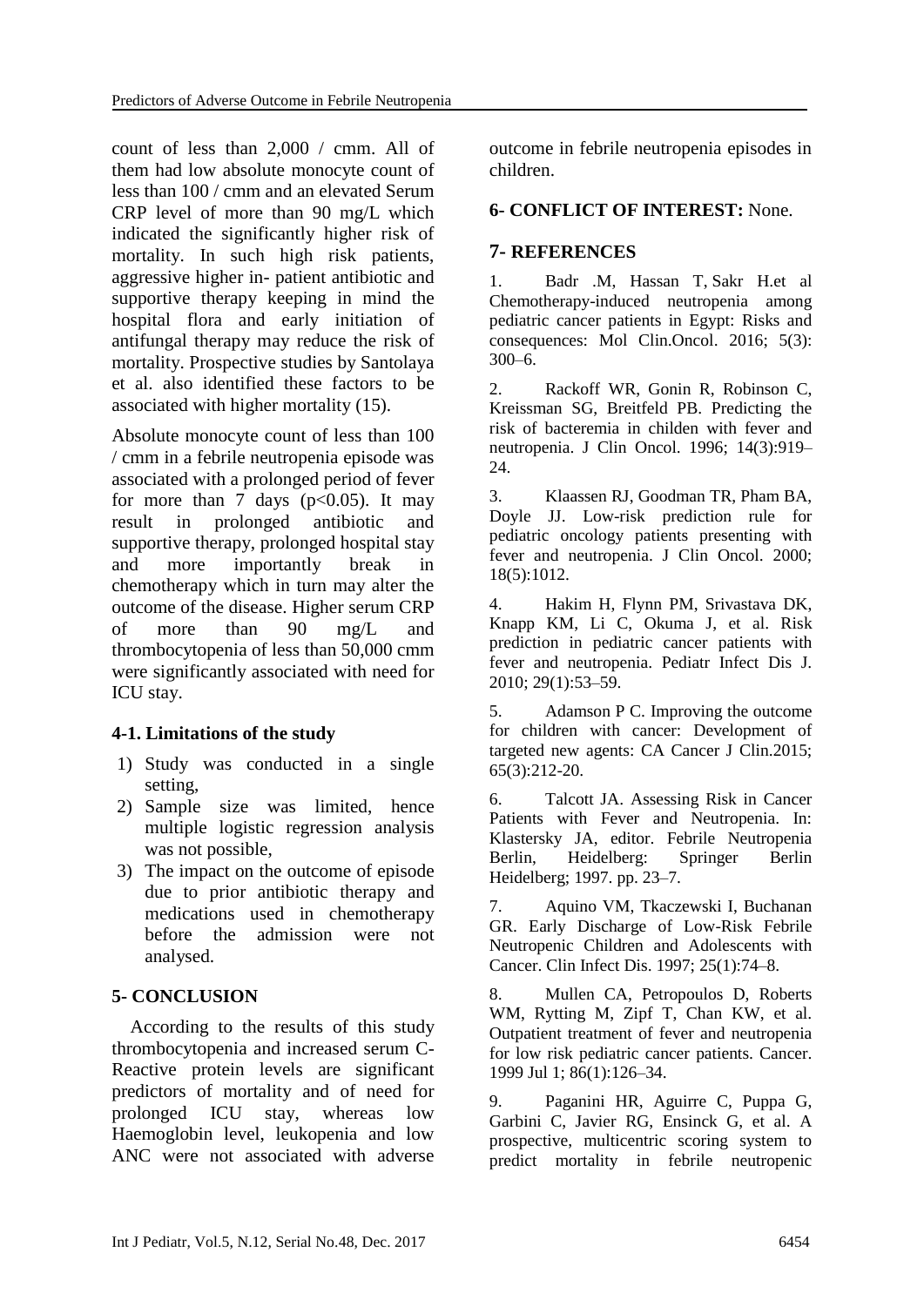count of less than 2,000 / cmm. All of them had low absolute monocyte count of less than 100 / cmm and an elevated Serum CRP level of more than 90 mg/L which indicated the significantly higher risk of mortality. In such high risk patients, aggressive higher in- patient antibiotic and supportive therapy keeping in mind the hospital flora and early initiation of antifungal therapy may reduce the risk of mortality. Prospective studies by Santolaya et al. also identified these factors to be associated with higher mortality (15).

Absolute monocyte count of less than 100 / cmm in a febrile neutropenia episode was associated with a prolonged period of fever for more than 7 days ($p<0.05$). It may result in prolonged antibiotic and supportive therapy, prolonged hospital stay and more importantly break in chemotherapy which in turn may alter the outcome of the disease. Higher serum CRP of more than 90 mg/L and thrombocytopenia of less than 50,000 cmm were significantly associated with need for ICU stay.

### 4-1. Limitations of the study

1) Study was conducted in a single setting,
2) Sample size was limited, hence multiple logistic regression analysis was not possible,
3) The impact on the outcome of episode due to prior antibiotic therapy and medications used in chemotherapy before the admission were not analysed.

## 5- CONCLUSION

According to the results of this study thrombocytopenia and increased serum C-Reactive protein levels are significant predictors of mortality and of need for prolonged ICU stay, whereas low Haemoglobin level, leukopenia and low ANC were not associated with adverse outcome in febrile neutropenia episodes in children.

## 6- CONFLICT OF INTEREST: None.

## 7- REFERENCES

1. Badr .M, Hassan T, Sakr H.et al Chemotherapy-induced neutropenia among pediatric cancer patients in Egypt: Risks and consequences: Mol Clin.Oncol. 2016; 5(3): 300–6.

2. Rackoff WR, Gonin R, Robinson C, Kreissman SG, Breitfeld PB. Predicting the risk of bacteremia in childen with fever and neutropenia. J Clin Oncol. 1996; 14(3):919–24.

3. Klaassen RJ, Goodman TR, Pham BA, Doyle JJ. Low-risk prediction rule for pediatric oncology patients presenting with fever and neutropenia. J Clin Oncol. 2000; 18(5):1012.

4. Hakim H, Flynn PM, Srivastava DK, Knapp KM, Li C, Okuma J, et al. Risk prediction in pediatric cancer patients with fever and neutropenia. Pediatr Infect Dis J. 2010; 29(1):53–59.

5. Adamson P C. Improving the outcome for children with cancer: Development of targeted new agents: CA Cancer J Clin.2015; 65(3):212-20.

6. Talcott JA. Assessing Risk in Cancer Patients with Fever and Neutropenia. In: Klastersky JA, editor. Febrile Neutropenia Berlin, Heidelberg: Springer Berlin Heidelberg; 1997. pp. 23–7.

7. Aquino VM, Tkaczewski I, Buchanan GR. Early Discharge of Low-Risk Febrile Neutropenic Children and Adolescents with Cancer. Clin Infect Dis. 1997; 25(1):74–8.

8. Mullen CA, Petropoulos D, Roberts WM, Rytting M, Zipf T, Chan KW, et al. Outpatient treatment of fever and neutropenia for low risk pediatric cancer patients. Cancer. 1999 Jul 1; 86(1):126–34.

9. Paganini HR, Aguirre C, Puppa G, Garbini C, Javier RG, Ensinck G, et al. A prospective, multicentric scoring system to predict mortality in febrile neutropenic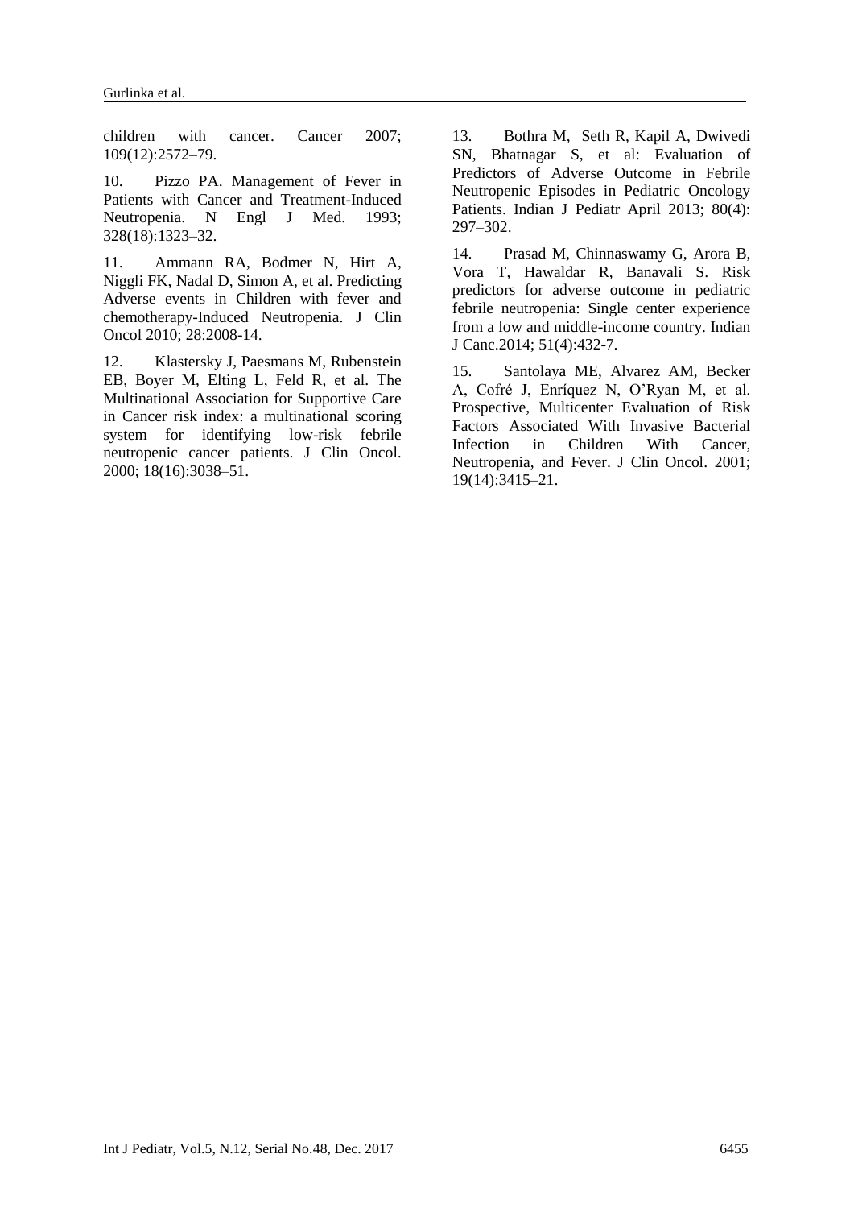children with cancer. Cancer 2007; 109(12):2572–79.

10. Pizzo PA. Management of Fever in Patients with Cancer and Treatment-Induced Neutropenia. N Engl J Med. 1993; 328(18):1323–32.

11. Ammann RA, Bodmer N, Hirt A, Niggli FK, Nadal D, Simon A, et al. Predicting Adverse events in Children with fever and chemotherapy-Induced Neutropenia. J Clin Oncol 2010; 28:2008-14.

12. Klastersky J, Paesmans M, Rubenstein EB, Boyer M, Elting L, Feld R, et al. The Multinational Association for Supportive Care in Cancer risk index: a multinational scoring system for identifying low-risk febrile neutropenic cancer patients. J Clin Oncol. 2000; 18(16):3038–51.

13. Bothra M, Seth R, Kapil A, Dwivedi SN, Bhatnagar S, et al: Evaluation of Predictors of Adverse Outcome in Febrile Neutropenic Episodes in Pediatric Oncology Patients. Indian J Pediatr April 2013; 80(4): 297–302.

14. Prasad M, Chinnaswamy G, Arora B, Vora T, Hawaldar R, Banavali S. Risk predictors for adverse outcome in pediatric febrile neutropenia: Single center experience from a low and middle-income country. Indian J Canc.2014; 51(4):432-7.

15. Santolaya ME, Alvarez AM, Becker A, Cofré J, Enríquez N, O'Ryan M, et al. Prospective, Multicenter Evaluation of Risk Factors Associated With Invasive Bacterial Infection in Children With Cancer, Neutropenia, and Fever. J Clin Oncol. 2001; 19(14):3415–21.